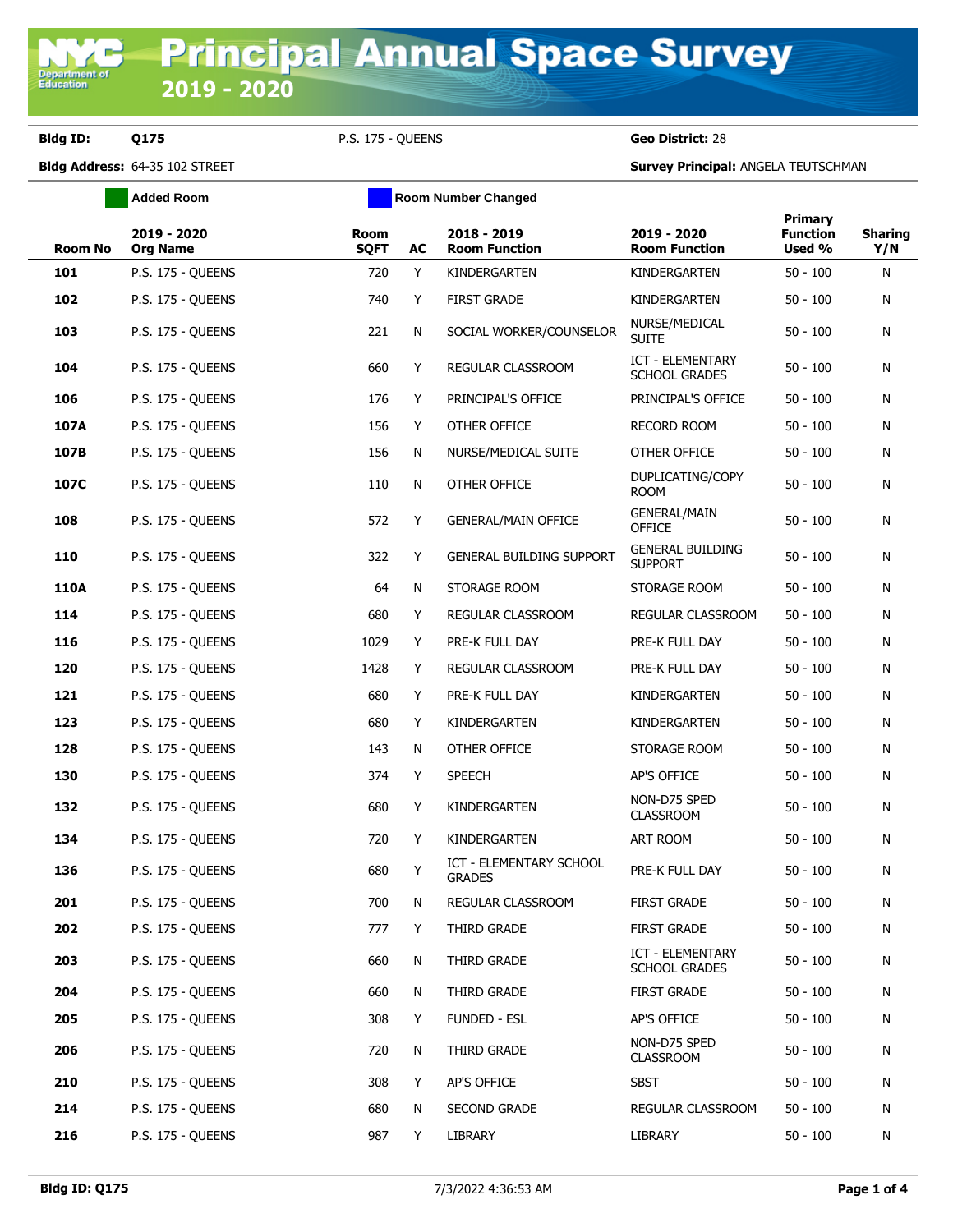# Principal Annual Space Survey

## 2019 - 2020

**Bldg ID:** Q175 P.S. 175 - QUEENS **Geo District:** 28

**Bldg Address:** 64-35 102 STREET **Survey Principal:** ANGELA TEUTSCHMAN

Added Room | Room Number Changed

| Room No | 2019 - 2020 Org Name | Room SQFT | AC | 2018 - 2019 Room Function | 2019 - 2020 Room Function | Primary Function Used % | Sharing Y/N |
|---|---|---|---|---|---|---|---|
| **101** | P.S. 175 - QUEENS | 720 | Y | KINDERGARTEN | KINDERGARTEN | 50 - 100 | N |
| **102** | P.S. 175 - QUEENS | 740 | Y | FIRST GRADE | KINDERGARTEN | 50 - 100 | N |
| **103** | P.S. 175 - QUEENS | 221 | N | SOCIAL WORKER/COUNSELOR | NURSE/MEDICAL SUITE | 50 - 100 | N |
| **104** | P.S. 175 - QUEENS | 660 | Y | REGULAR CLASSROOM | ICT - ELEMENTARY SCHOOL GRADES | 50 - 100 | N |
| **106** | P.S. 175 - QUEENS | 176 | Y | PRINCIPAL'S OFFICE | PRINCIPAL'S OFFICE | 50 - 100 | N |
| **107A** | P.S. 175 - QUEENS | 156 | Y | OTHER OFFICE | RECORD ROOM | 50 - 100 | N |
| **107B** | P.S. 175 - QUEENS | 156 | N | NURSE/MEDICAL SUITE | OTHER OFFICE | 50 - 100 | N |
| **107C** | P.S. 175 - QUEENS | 110 | N | OTHER OFFICE | DUPLICATING/COPY ROOM | 50 - 100 | N |
| **108** | P.S. 175 - QUEENS | 572 | Y | GENERAL/MAIN OFFICE | GENERAL/MAIN OFFICE | 50 - 100 | N |
| **110** | P.S. 175 - QUEENS | 322 | Y | GENERAL BUILDING SUPPORT | GENERAL BUILDING SUPPORT | 50 - 100 | N |
| **110A** | P.S. 175 - QUEENS | 64 | N | STORAGE ROOM | STORAGE ROOM | 50 - 100 | N |
| **114** | P.S. 175 - QUEENS | 680 | Y | REGULAR CLASSROOM | REGULAR CLASSROOM | 50 - 100 | N |
| **116** | P.S. 175 - QUEENS | 1029 | Y | PRE-K FULL DAY | PRE-K FULL DAY | 50 - 100 | N |
| **120** | P.S. 175 - QUEENS | 1428 | Y | REGULAR CLASSROOM | PRE-K FULL DAY | 50 - 100 | N |
| **121** | P.S. 175 - QUEENS | 680 | Y | PRE-K FULL DAY | KINDERGARTEN | 50 - 100 | N |
| **123** | P.S. 175 - QUEENS | 680 | Y | KINDERGARTEN | KINDERGARTEN | 50 - 100 | N |
| **128** | P.S. 175 - QUEENS | 143 | N | OTHER OFFICE | STORAGE ROOM | 50 - 100 | N |
| **130** | P.S. 175 - QUEENS | 374 | Y | SPEECH | AP'S OFFICE | 50 - 100 | N |
| **132** | P.S. 175 - QUEENS | 680 | Y | KINDERGARTEN | NON-D75 SPED CLASSROOM | 50 - 100 | N |
| **134** | P.S. 175 - QUEENS | 720 | Y | KINDERGARTEN | ART ROOM | 50 - 100 | N |
| **136** | P.S. 175 - QUEENS | 680 | Y | ICT - ELEMENTARY SCHOOL GRADES | PRE-K FULL DAY | 50 - 100 | N |
| **201** | P.S. 175 - QUEENS | 700 | N | REGULAR CLASSROOM | FIRST GRADE | 50 - 100 | N |
| **202** | P.S. 175 - QUEENS | 777 | Y | THIRD GRADE | FIRST GRADE | 50 - 100 | N |
| **203** | P.S. 175 - QUEENS | 660 | N | THIRD GRADE | ICT - ELEMENTARY SCHOOL GRADES | 50 - 100 | N |
| **204** | P.S. 175 - QUEENS | 660 | N | THIRD GRADE | FIRST GRADE | 50 - 100 | N |
| **205** | P.S. 175 - QUEENS | 308 | Y | FUNDED - ESL | AP'S OFFICE | 50 - 100 | N |
| **206** | P.S. 175 - QUEENS | 720 | N | THIRD GRADE | NON-D75 SPED CLASSROOM | 50 - 100 | N |
| **210** | P.S. 175 - QUEENS | 308 | Y | AP'S OFFICE | SBST | 50 - 100 | N |
| **214** | P.S. 175 - QUEENS | 680 | N | SECOND GRADE | REGULAR CLASSROOM | 50 - 100 | N |
| **216** | P.S. 175 - QUEENS | 987 | Y | LIBRARY | LIBRARY | 50 - 100 | N |

**Bldg ID: Q175** 7/3/2022 4:36:53 AM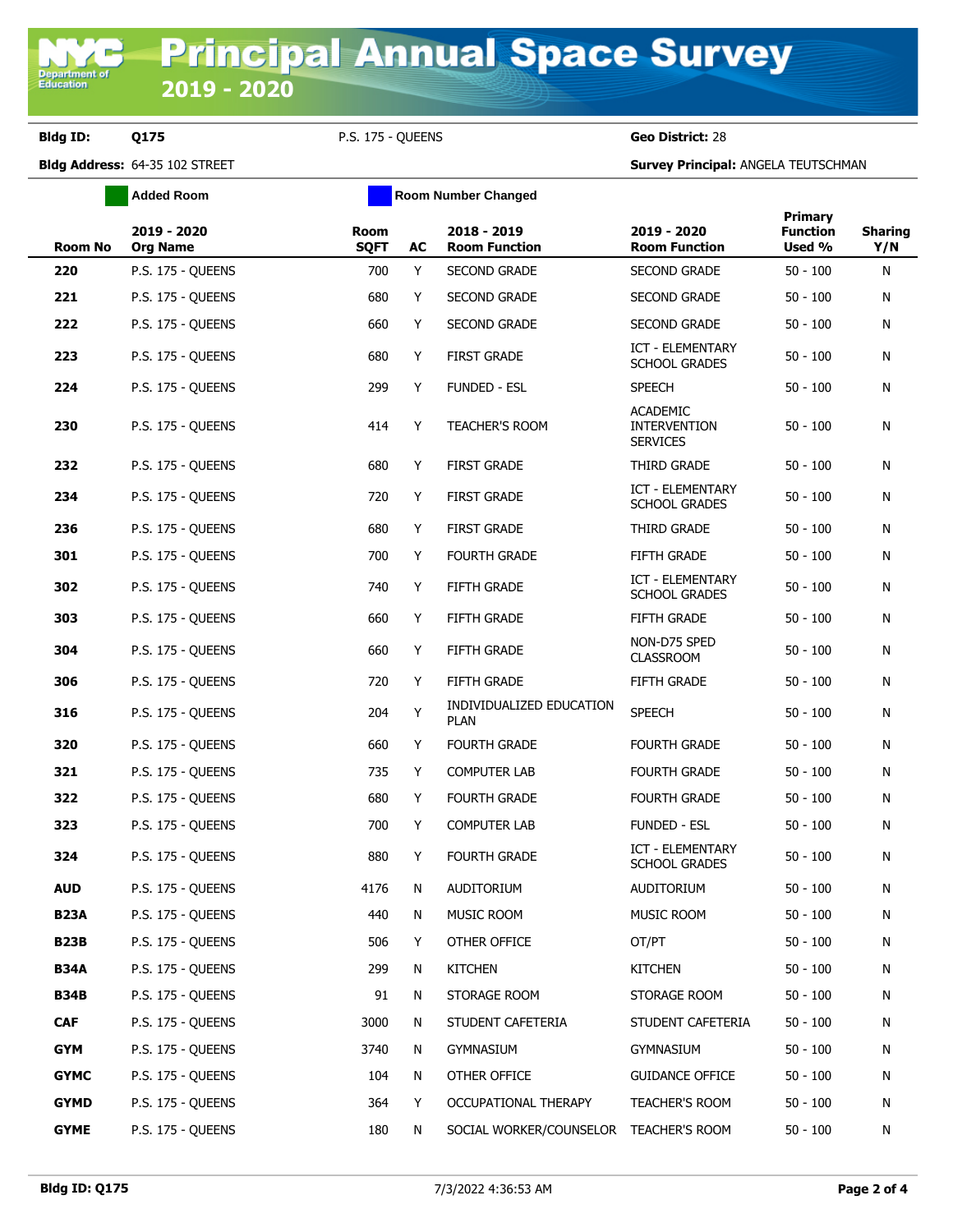# Principal Annual Space Survey
## 2019 - 2020

**Bldg ID:** Q175 P.S. 175 - QUEENS **Geo District:** 28

**Bldg Address:** 64-35 102 STREET **Survey Principal:** ANGELA TEUTSCHMAN

Added Room | Room Number Changed

| Room No | 2019 - 2020 Org Name | Room SQFT | AC | 2018 - 2019 Room Function | 2019 - 2020 Room Function | Primary Function Used % | Sharing Y/N |
|---|---|---|---|---|---|---|---|
| 220 | P.S. 175 - QUEENS | 700 | Y | SECOND GRADE | SECOND GRADE | 50 - 100 | N |
| 221 | P.S. 175 - QUEENS | 680 | Y | SECOND GRADE | SECOND GRADE | 50 - 100 | N |
| 222 | P.S. 175 - QUEENS | 660 | Y | SECOND GRADE | SECOND GRADE | 50 - 100 | N |
| 223 | P.S. 175 - QUEENS | 680 | Y | FIRST GRADE | ICT - ELEMENTARY SCHOOL GRADES | 50 - 100 | N |
| 224 | P.S. 175 - QUEENS | 299 | Y | FUNDED - ESL | SPEECH | 50 - 100 | N |
| 230 | P.S. 175 - QUEENS | 414 | Y | TEACHER'S ROOM | ACADEMIC INTERVENTION SERVICES | 50 - 100 | N |
| 232 | P.S. 175 - QUEENS | 680 | Y | FIRST GRADE | THIRD GRADE | 50 - 100 | N |
| 234 | P.S. 175 - QUEENS | 720 | Y | FIRST GRADE | ICT - ELEMENTARY SCHOOL GRADES | 50 - 100 | N |
| 236 | P.S. 175 - QUEENS | 680 | Y | FIRST GRADE | THIRD GRADE | 50 - 100 | N |
| 301 | P.S. 175 - QUEENS | 700 | Y | FOURTH GRADE | FIFTH GRADE | 50 - 100 | N |
| 302 | P.S. 175 - QUEENS | 740 | Y | FIFTH GRADE | ICT - ELEMENTARY SCHOOL GRADES | 50 - 100 | N |
| 303 | P.S. 175 - QUEENS | 660 | Y | FIFTH GRADE | FIFTH GRADE | 50 - 100 | N |
| 304 | P.S. 175 - QUEENS | 660 | Y | FIFTH GRADE | NON-D75 SPED CLASSROOM | 50 - 100 | N |
| 306 | P.S. 175 - QUEENS | 720 | Y | FIFTH GRADE | FIFTH GRADE | 50 - 100 | N |
| 316 | P.S. 175 - QUEENS | 204 | Y | INDIVIDUALIZED EDUCATION PLAN | SPEECH | 50 - 100 | N |
| 320 | P.S. 175 - QUEENS | 660 | Y | FOURTH GRADE | FOURTH GRADE | 50 - 100 | N |
| 321 | P.S. 175 - QUEENS | 735 | Y | COMPUTER LAB | FOURTH GRADE | 50 - 100 | N |
| 322 | P.S. 175 - QUEENS | 680 | Y | FOURTH GRADE | FOURTH GRADE | 50 - 100 | N |
| 323 | P.S. 175 - QUEENS | 700 | Y | COMPUTER LAB | FUNDED - ESL | 50 - 100 | N |
| 324 | P.S. 175 - QUEENS | 880 | Y | FOURTH GRADE | ICT - ELEMENTARY SCHOOL GRADES | 50 - 100 | N |
| AUD | P.S. 175 - QUEENS | 4176 | N | AUDITORIUM | AUDITORIUM | 50 - 100 | N |
| B23A | P.S. 175 - QUEENS | 440 | N | MUSIC ROOM | MUSIC ROOM | 50 - 100 | N |
| B23B | P.S. 175 - QUEENS | 506 | Y | OTHER OFFICE | OT/PT | 50 - 100 | N |
| B34A | P.S. 175 - QUEENS | 299 | N | KITCHEN | KITCHEN | 50 - 100 | N |
| B34B | P.S. 175 - QUEENS | 91 | N | STORAGE ROOM | STORAGE ROOM | 50 - 100 | N |
| CAF | P.S. 175 - QUEENS | 3000 | N | STUDENT CAFETERIA | STUDENT CAFETERIA | 50 - 100 | N |
| GYM | P.S. 175 - QUEENS | 3740 | N | GYMNASIUM | GYMNASIUM | 50 - 100 | N |
| GYMC | P.S. 175 - QUEENS | 104 | N | OTHER OFFICE | GUIDANCE OFFICE | 50 - 100 | N |
| GYMD | P.S. 175 - QUEENS | 364 | Y | OCCUPATIONAL THERAPY | TEACHER'S ROOM | 50 - 100 | N |
| GYME | P.S. 175 - QUEENS | 180 | N | SOCIAL WORKER/COUNSELOR | TEACHER'S ROOM | 50 - 100 | N |

**Bldg ID: Q175** 7/3/2022 4:36:53 AM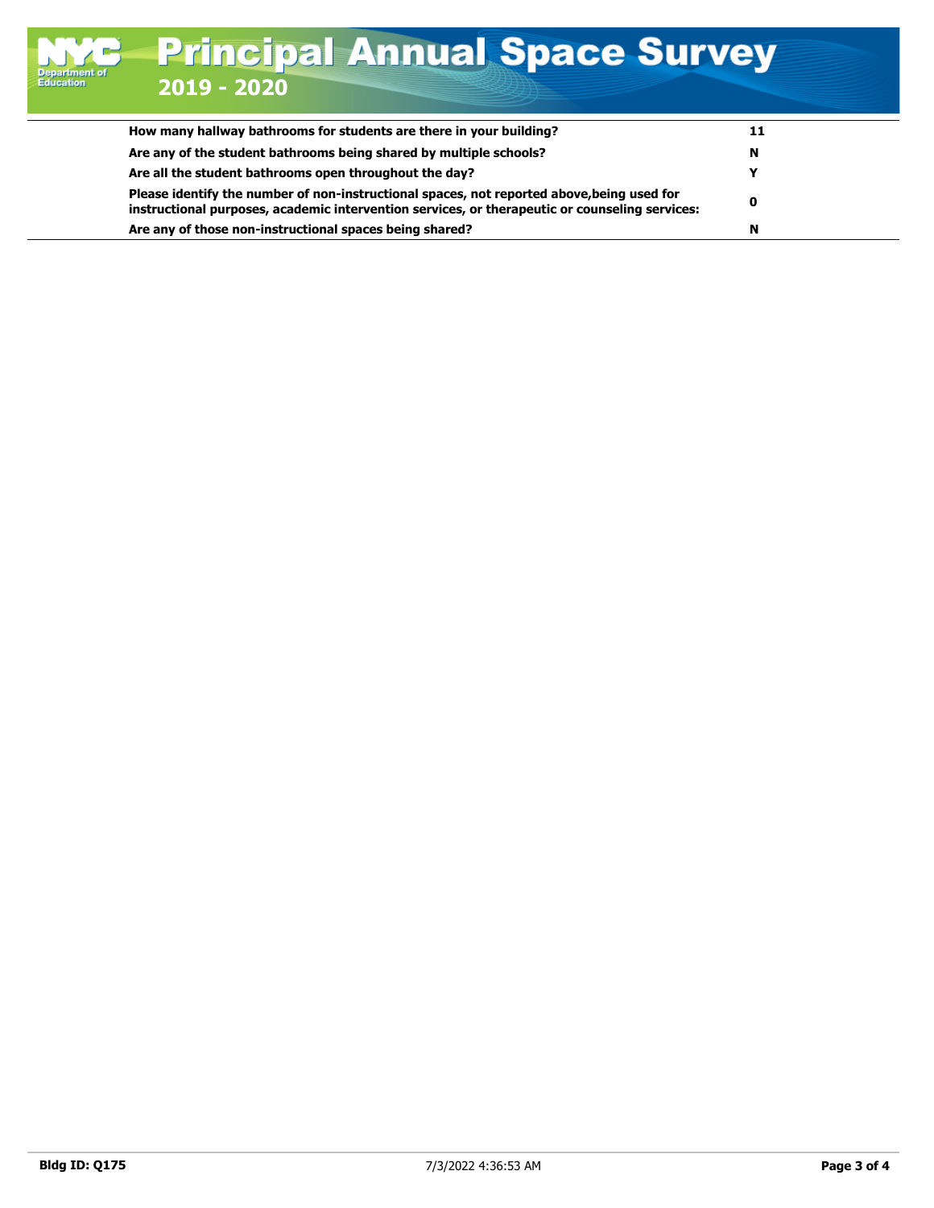| | |
|---|---|
| **How many hallway bathrooms for students are there in your building?** | **11** |
| **Are any of the student bathrooms being shared by multiple schools?** | **N** |
| **Are all the student bathrooms open throughout the day?** | **Y** |
| **Please identify the number of non-instructional spaces, not reported above,being used for instructional purposes, academic intervention services, or therapeutic or counseling services:** | **0** |
| **Are any of those non-instructional spaces being shared?** | **N** |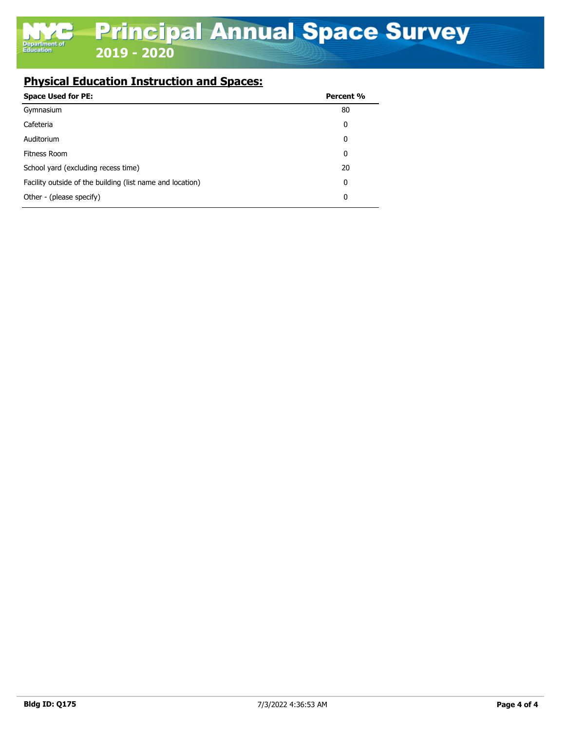## Physical Education Instruction and Spaces:

| Space Used for PE: | Percent % |
|---|---|
| Gymnasium | 80 |
| Cafeteria | 0 |
| Auditorium | 0 |
| Fitness Room | 0 |
| School yard (excluding recess time) | 20 |
| Facility outside of the building (list name and location) | 0 |
| Other - (please specify) | 0 |